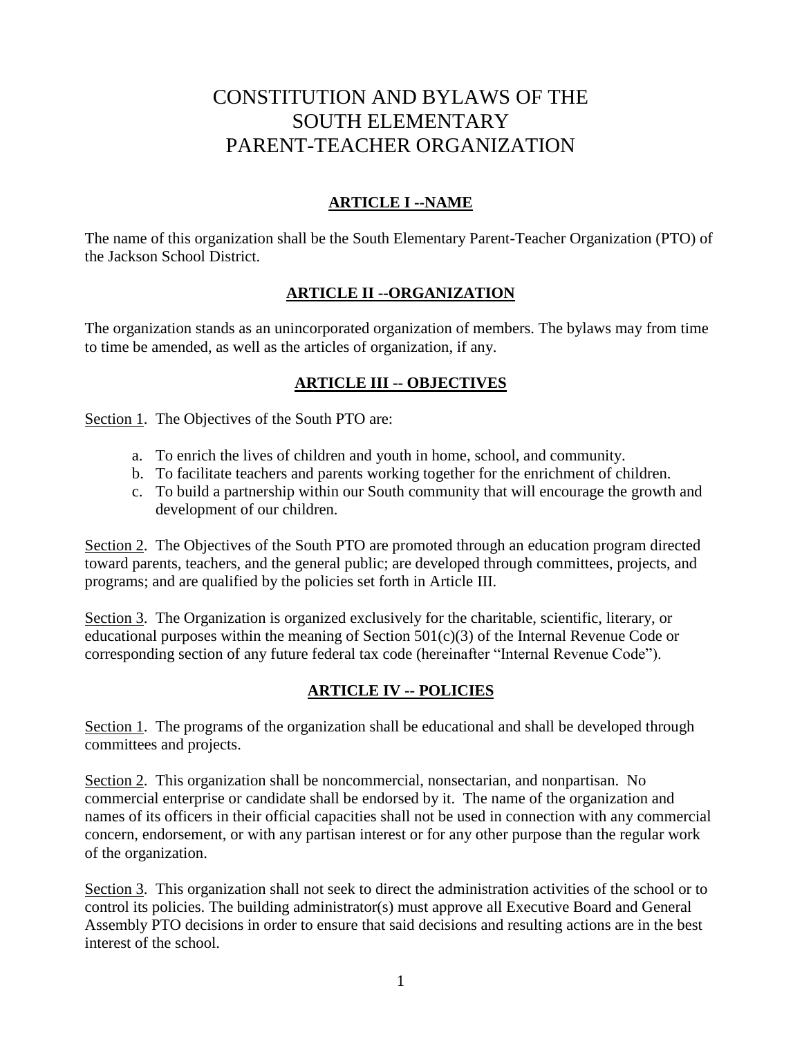# CONSTITUTION AND BYLAWS OF THE SOUTH ELEMENTARY PARENT-TEACHER ORGANIZATION

## ARTICLE I --NAME

The name of this organization shall be the South Elementary Parent-Teacher Organization (PTO) of the Jackson School District.

## ARTICLE II --ORGANIZATION

The organization stands as an unincorporated organization of members. The bylaws may from time to time be amended, as well as the articles of organization, if any.

## ARTICLE III -- OBJECTIVES

Section 1. The Objectives of the South PTO are:

a. To enrich the lives of children and youth in home, school, and community.
b. To facilitate teachers and parents working together for the enrichment of children.
c. To build a partnership within our South community that will encourage the growth and development of our children.

Section 2. The Objectives of the South PTO are promoted through an education program directed toward parents, teachers, and the general public; are developed through committees, projects, and programs; and are qualified by the policies set forth in Article III.

Section 3. The Organization is organized exclusively for the charitable, scientific, literary, or educational purposes within the meaning of Section 501(c)(3) of the Internal Revenue Code or corresponding section of any future federal tax code (hereinafter "Internal Revenue Code").

## ARTICLE IV -- POLICIES

Section 1. The programs of the organization shall be educational and shall be developed through committees and projects.

Section 2. This organization shall be noncommercial, nonsectarian, and nonpartisan. No commercial enterprise or candidate shall be endorsed by it. The name of the organization and names of its officers in their official capacities shall not be used in connection with any commercial concern, endorsement, or with any partisan interest or for any other purpose than the regular work of the organization.

Section 3. This organization shall not seek to direct the administration activities of the school or to control its policies. The building administrator(s) must approve all Executive Board and General Assembly PTO decisions in order to ensure that said decisions and resulting actions are in the best interest of the school.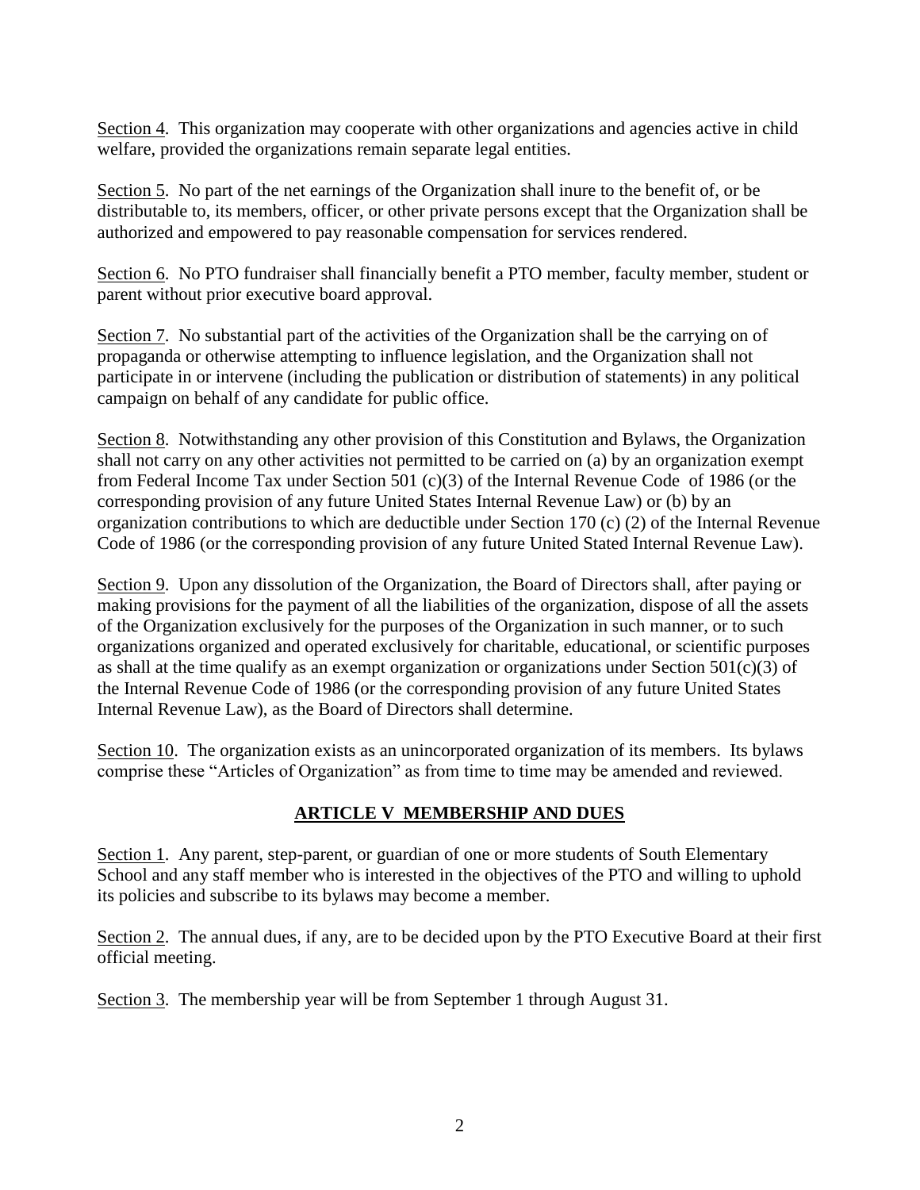<u>Section 4</u>. This organization may cooperate with other organizations and agencies active in child welfare, provided the organizations remain separate legal entities.

<u>Section 5</u>. No part of the net earnings of the Organization shall inure to the benefit of, or be distributable to, its members, officer, or other private persons except that the Organization shall be authorized and empowered to pay reasonable compensation for services rendered.

<u>Section 6</u>. No PTO fundraiser shall financially benefit a PTO member, faculty member, student or parent without prior executive board approval.

<u>Section 7</u>. No substantial part of the activities of the Organization shall be the carrying on of propaganda or otherwise attempting to influence legislation, and the Organization shall not participate in or intervene (including the publication or distribution of statements) in any political campaign on behalf of any candidate for public office.

<u>Section 8</u>. Notwithstanding any other provision of this Constitution and Bylaws, the Organization shall not carry on any other activities not permitted to be carried on (a) by an organization exempt from Federal Income Tax under Section 501 (c)(3) of the Internal Revenue Code of 1986 (or the corresponding provision of any future United States Internal Revenue Law) or (b) by an organization contributions to which are deductible under Section 170 (c) (2) of the Internal Revenue Code of 1986 (or the corresponding provision of any future United Stated Internal Revenue Law).

<u>Section 9</u>. Upon any dissolution of the Organization, the Board of Directors shall, after paying or making provisions for the payment of all the liabilities of the organization, dispose of all the assets of the Organization exclusively for the purposes of the Organization in such manner, or to such organizations organized and operated exclusively for charitable, educational, or scientific purposes as shall at the time qualify as an exempt organization or organizations under Section 501(c)(3) of the Internal Revenue Code of 1986 (or the corresponding provision of any future United States Internal Revenue Law), as the Board of Directors shall determine.

<u>Section 10</u>. The organization exists as an unincorporated organization of its members. Its bylaws comprise these "Articles of Organization" as from time to time may be amended and reviewed.

## ARTICLE V MEMBERSHIP AND DUES

<u>Section 1</u>. Any parent, step-parent, or guardian of one or more students of South Elementary School and any staff member who is interested in the objectives of the PTO and willing to uphold its policies and subscribe to its bylaws may become a member.

<u>Section 2</u>. The annual dues, if any, are to be decided upon by the PTO Executive Board at their first official meeting.

<u>Section 3</u>. The membership year will be from September 1 through August 31.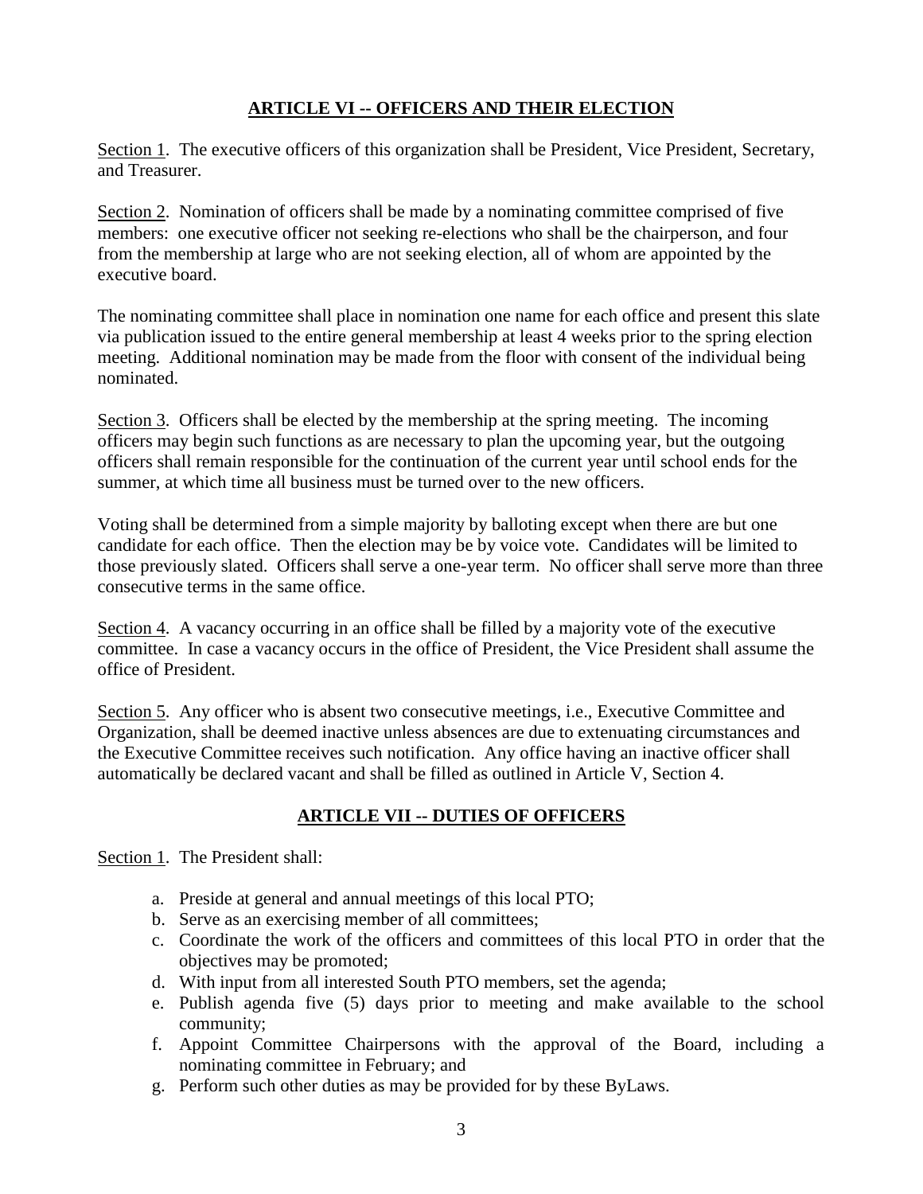## ARTICLE VI -- OFFICERS AND THEIR ELECTION

Section 1. The executive officers of this organization shall be President, Vice President, Secretary, and Treasurer.

Section 2. Nomination of officers shall be made by a nominating committee comprised of five members: one executive officer not seeking re-elections who shall be the chairperson, and four from the membership at large who are not seeking election, all of whom are appointed by the executive board.

The nominating committee shall place in nomination one name for each office and present this slate via publication issued to the entire general membership at least 4 weeks prior to the spring election meeting. Additional nomination may be made from the floor with consent of the individual being nominated.

Section 3. Officers shall be elected by the membership at the spring meeting. The incoming officers may begin such functions as are necessary to plan the upcoming year, but the outgoing officers shall remain responsible for the continuation of the current year until school ends for the summer, at which time all business must be turned over to the new officers.

Voting shall be determined from a simple majority by balloting except when there are but one candidate for each office. Then the election may be by voice vote. Candidates will be limited to those previously slated. Officers shall serve a one-year term. No officer shall serve more than three consecutive terms in the same office.

Section 4. A vacancy occurring in an office shall be filled by a majority vote of the executive committee. In case a vacancy occurs in the office of President, the Vice President shall assume the office of President.

Section 5. Any officer who is absent two consecutive meetings, i.e., Executive Committee and Organization, shall be deemed inactive unless absences are due to extenuating circumstances and the Executive Committee receives such notification. Any office having an inactive officer shall automatically be declared vacant and shall be filled as outlined in Article V, Section 4.

## ARTICLE VII -- DUTIES OF OFFICERS

Section 1. The President shall:

a. Preside at general and annual meetings of this local PTO;
b. Serve as an exercising member of all committees;
c. Coordinate the work of the officers and committees of this local PTO in order that the objectives may be promoted;
d. With input from all interested South PTO members, set the agenda;
e. Publish agenda five (5) days prior to meeting and make available to the school community;
f. Appoint Committee Chairpersons with the approval of the Board, including a nominating committee in February; and
g. Perform such other duties as may be provided for by these ByLaws.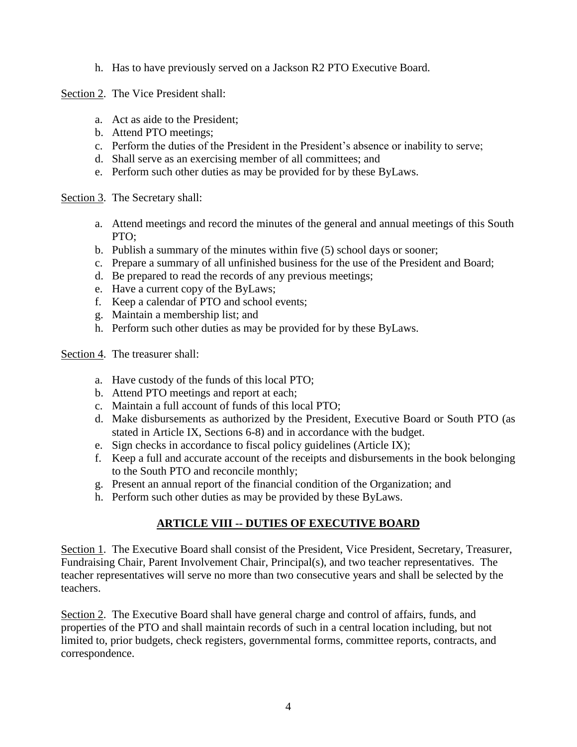h. Has to have previously served on a Jackson R2 PTO Executive Board.

Section 2. The Vice President shall:

a. Act as aide to the President;
b. Attend PTO meetings;
c. Perform the duties of the President in the President's absence or inability to serve;
d. Shall serve as an exercising member of all committees; and
e. Perform such other duties as may be provided for by these ByLaws.

Section 3. The Secretary shall:

a. Attend meetings and record the minutes of the general and annual meetings of this South PTO;
b. Publish a summary of the minutes within five (5) school days or sooner;
c. Prepare a summary of all unfinished business for the use of the President and Board;
d. Be prepared to read the records of any previous meetings;
e. Have a current copy of the ByLaws;
f. Keep a calendar of PTO and school events;
g. Maintain a membership list; and
h. Perform such other duties as may be provided for by these ByLaws.

Section 4. The treasurer shall:

a. Have custody of the funds of this local PTO;
b. Attend PTO meetings and report at each;
c. Maintain a full account of funds of this local PTO;
d. Make disbursements as authorized by the President, Executive Board or South PTO (as stated in Article IX, Sections 6-8) and in accordance with the budget.
e. Sign checks in accordance to fiscal policy guidelines (Article IX);
f. Keep a full and accurate account of the receipts and disbursements in the book belonging to the South PTO and reconcile monthly;
g. Present an annual report of the financial condition of the Organization; and
h. Perform such other duties as may be provided by these ByLaws.

## ARTICLE VIII -- DUTIES OF EXECUTIVE BOARD

Section 1. The Executive Board shall consist of the President, Vice President, Secretary, Treasurer, Fundraising Chair, Parent Involvement Chair, Principal(s), and two teacher representatives. The teacher representatives will serve no more than two consecutive years and shall be selected by the teachers.

Section 2. The Executive Board shall have general charge and control of affairs, funds, and properties of the PTO and shall maintain records of such in a central location including, but not limited to, prior budgets, check registers, governmental forms, committee reports, contracts, and correspondence.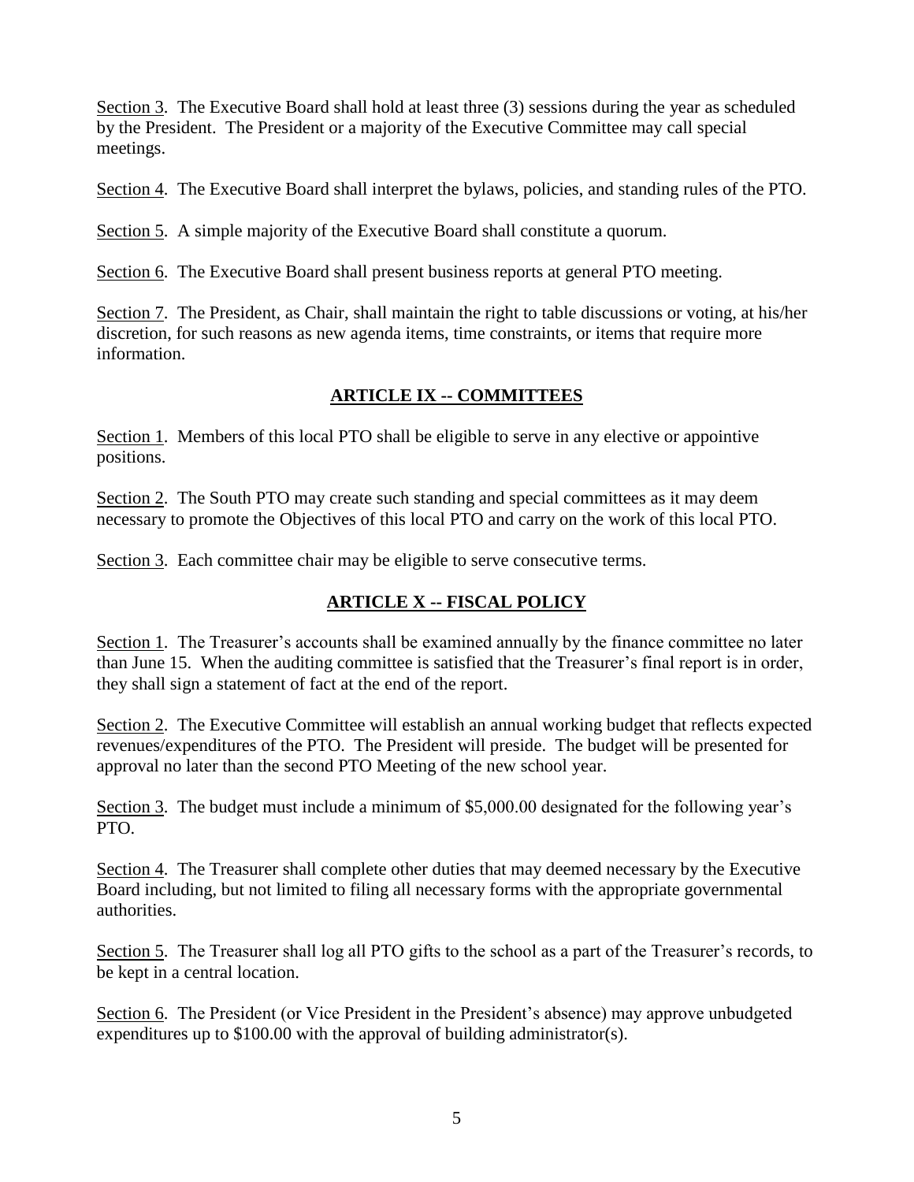Section 3. The Executive Board shall hold at least three (3) sessions during the year as scheduled by the President. The President or a majority of the Executive Committee may call special meetings.

Section 4. The Executive Board shall interpret the bylaws, policies, and standing rules of the PTO.

Section 5. A simple majority of the Executive Board shall constitute a quorum.

Section 6. The Executive Board shall present business reports at general PTO meeting.

Section 7. The President, as Chair, shall maintain the right to table discussions or voting, at his/her discretion, for such reasons as new agenda items, time constraints, or items that require more information.

## ARTICLE IX -- COMMITTEES

Section 1. Members of this local PTO shall be eligible to serve in any elective or appointive positions.

Section 2. The South PTO may create such standing and special committees as it may deem necessary to promote the Objectives of this local PTO and carry on the work of this local PTO.

Section 3. Each committee chair may be eligible to serve consecutive terms.

## ARTICLE X -- FISCAL POLICY

Section 1. The Treasurer's accounts shall be examined annually by the finance committee no later than June 15. When the auditing committee is satisfied that the Treasurer's final report is in order, they shall sign a statement of fact at the end of the report.

Section 2. The Executive Committee will establish an annual working budget that reflects expected revenues/expenditures of the PTO. The President will preside. The budget will be presented for approval no later than the second PTO Meeting of the new school year.

Section 3. The budget must include a minimum of $5,000.00 designated for the following year's PTO.

Section 4. The Treasurer shall complete other duties that may deemed necessary by the Executive Board including, but not limited to filing all necessary forms with the appropriate governmental authorities.

Section 5. The Treasurer shall log all PTO gifts to the school as a part of the Treasurer's records, to be kept in a central location.

Section 6. The President (or Vice President in the President's absence) may approve unbudgeted expenditures up to $100.00 with the approval of building administrator(s).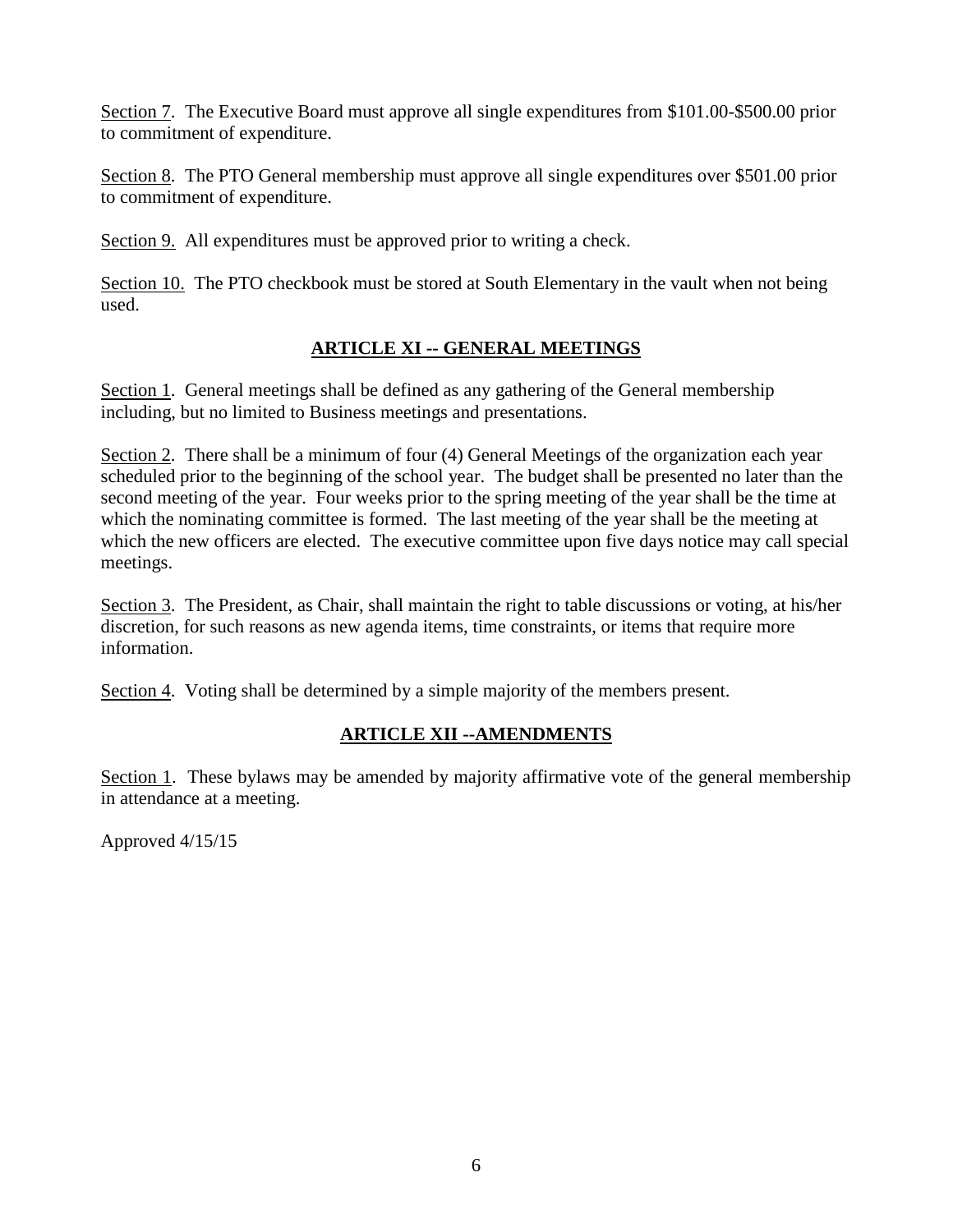<u>Section 7</u>. The Executive Board must approve all single expenditures from $101.00-$500.00 prior to commitment of expenditure.

<u>Section 8</u>. The PTO General membership must approve all single expenditures over $501.00 prior to commitment of expenditure.

<u>Section 9.</u> All expenditures must be approved prior to writing a check.

<u>Section 10.</u> The PTO checkbook must be stored at South Elementary in the vault when not being used.

## ARTICLE XI -- GENERAL MEETINGS

<u>Section 1</u>. General meetings shall be defined as any gathering of the General membership including, but no limited to Business meetings and presentations.

<u>Section 2</u>. There shall be a minimum of four (4) General Meetings of the organization each year scheduled prior to the beginning of the school year. The budget shall be presented no later than the second meeting of the year. Four weeks prior to the spring meeting of the year shall be the time at which the nominating committee is formed. The last meeting of the year shall be the meeting at which the new officers are elected. The executive committee upon five days notice may call special meetings.

<u>Section 3</u>. The President, as Chair, shall maintain the right to table discussions or voting, at his/her discretion, for such reasons as new agenda items, time constraints, or items that require more information.

<u>Section 4</u>. Voting shall be determined by a simple majority of the members present.

## ARTICLE XII --AMENDMENTS

<u>Section 1</u>. These bylaws may be amended by majority affirmative vote of the general membership in attendance at a meeting.

Approved 4/15/15